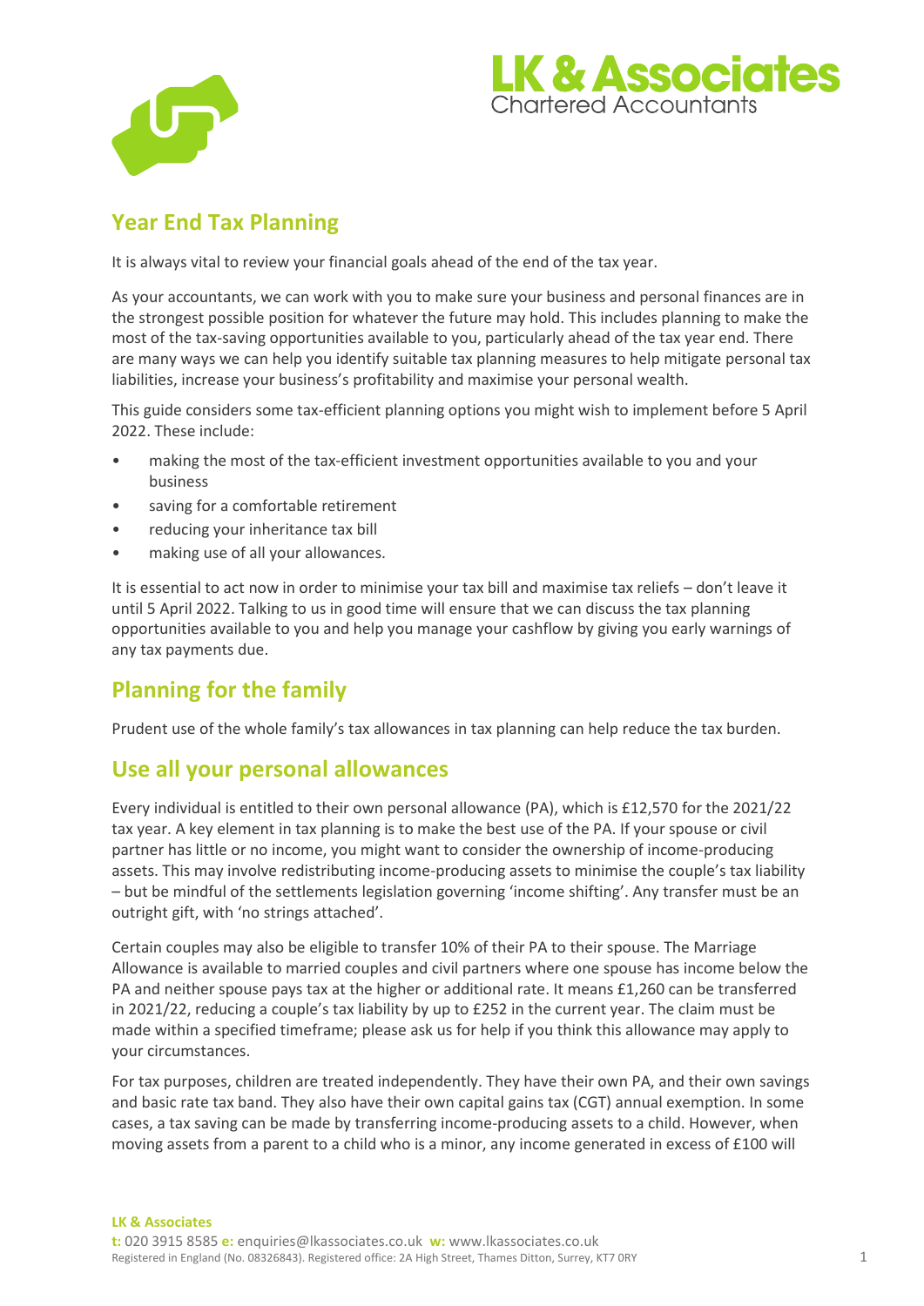## Year End Tax Planning

It is always vital to review your financial goals ahead of the end of the tax year.

As your accountants, we can work with you to make sure your business and personal finances are in the strongest possible position for whatever the future may hold. This includes planning to make the most of the tax-saving opportunities available to you, particularly ahead of the tax year end. There are many ways we can help you identify suitable tax planning measures to help mitigate personal tax liabilities, increase your business's profitability and maximise your personal wealth.

This guide considers some tax-efficient planning options you might wish to implement before 5 April 2022. These include:

- making the most of the tax-efficient investment opportunities available to you and your business
- saving for a comfortable retirement
- reducing your inheritance tax bill
- making use of all your allowances.

It is essential to act now in order to minimise your tax bill and maximise tax reliefs – don't leave it until 5 April 2022. Talking to us in good time will ensure that we can discuss the tax planning opportunities available to you and help you manage your cashflow by giving you early warnings of any tax payments due.

## Planning for the family

Prudent use of the whole family's tax allowances in tax planning can help reduce the tax burden.

## Use all your personal allowances

Every individual is entitled to their own personal allowance (PA), which is £12,570 for the 2021/22 tax year. A key element in tax planning is to make the best use of the PA. If your spouse or civil partner has little or no income, you might want to consider the ownership of income-producing assets. This may involve redistributing income-producing assets to minimise the couple's tax liability – but be mindful of the settlements legislation governing 'income shifting'. Any transfer must be an outright gift, with 'no strings attached'.

Certain couples may also be eligible to transfer 10% of their PA to their spouse. The Marriage Allowance is available to married couples and civil partners where one spouse has income below the PA and neither spouse pays tax at the higher or additional rate. It means £1,260 can be transferred in 2021/22, reducing a couple's tax liability by up to £252 in the current year. The claim must be made within a specified timeframe; please ask us for help if you think this allowance may apply to your circumstances.

For tax purposes, children are treated independently. They have their own PA, and their own savings and basic rate tax band. They also have their own capital gains tax (CGT) annual exemption. In some cases, a tax saving can be made by transferring income-producing assets to a child. However, when moving assets from a parent to a child who is a minor, any income generated in excess of £100 will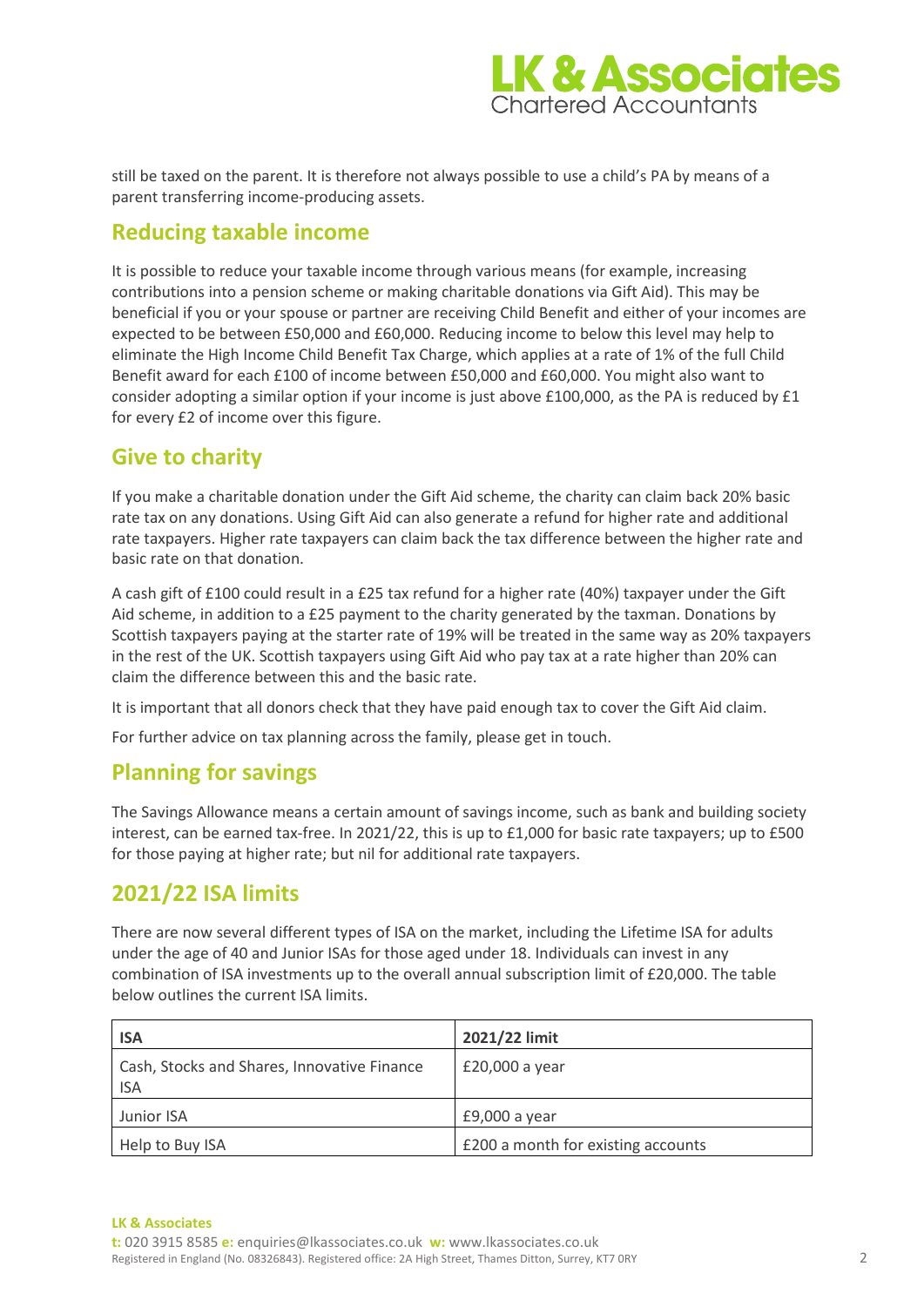still be taxed on the parent. It is therefore not always possible to use a child's PA by means of a parent transferring income-producing assets.

## Reducing taxable income

It is possible to reduce your taxable income through various means (for example, increasing contributions into a pension scheme or making charitable donations via Gift Aid). This may be beneficial if you or your spouse or partner are receiving Child Benefit and either of your incomes are expected to be between £50,000 and £60,000. Reducing income to below this level may help to eliminate the High Income Child Benefit Tax Charge, which applies at a rate of 1% of the full Child Benefit award for each £100 of income between £50,000 and £60,000. You might also want to consider adopting a similar option if your income is just above £100,000, as the PA is reduced by £1 for every £2 of income over this figure.

## Give to charity

If you make a charitable donation under the Gift Aid scheme, the charity can claim back 20% basic rate tax on any donations. Using Gift Aid can also generate a refund for higher rate and additional rate taxpayers. Higher rate taxpayers can claim back the tax difference between the higher rate and basic rate on that donation.

A cash gift of £100 could result in a £25 tax refund for a higher rate (40%) taxpayer under the Gift Aid scheme, in addition to a £25 payment to the charity generated by the taxman. Donations by Scottish taxpayers paying at the starter rate of 19% will be treated in the same way as 20% taxpayers in the rest of the UK. Scottish taxpayers using Gift Aid who pay tax at a rate higher than 20% can claim the difference between this and the basic rate.

It is important that all donors check that they have paid enough tax to cover the Gift Aid claim.

For further advice on tax planning across the family, please get in touch.

## Planning for savings

The Savings Allowance means a certain amount of savings income, such as bank and building society interest, can be earned tax-free. In 2021/22, this is up to £1,000 for basic rate taxpayers; up to £500 for those paying at higher rate; but nil for additional rate taxpayers.

## 2021/22 ISA limits

There are now several different types of ISA on the market, including the Lifetime ISA for adults under the age of 40 and Junior ISAs for those aged under 18. Individuals can invest in any combination of ISA investments up to the overall annual subscription limit of £20,000. The table below outlines the current ISA limits.

| ISA | 2021/22 limit |
|---|---|
| Cash, Stocks and Shares, Innovative Finance ISA | £20,000 a year |
| Junior ISA | £9,000 a year |
| Help to Buy ISA | £200 a month for existing accounts |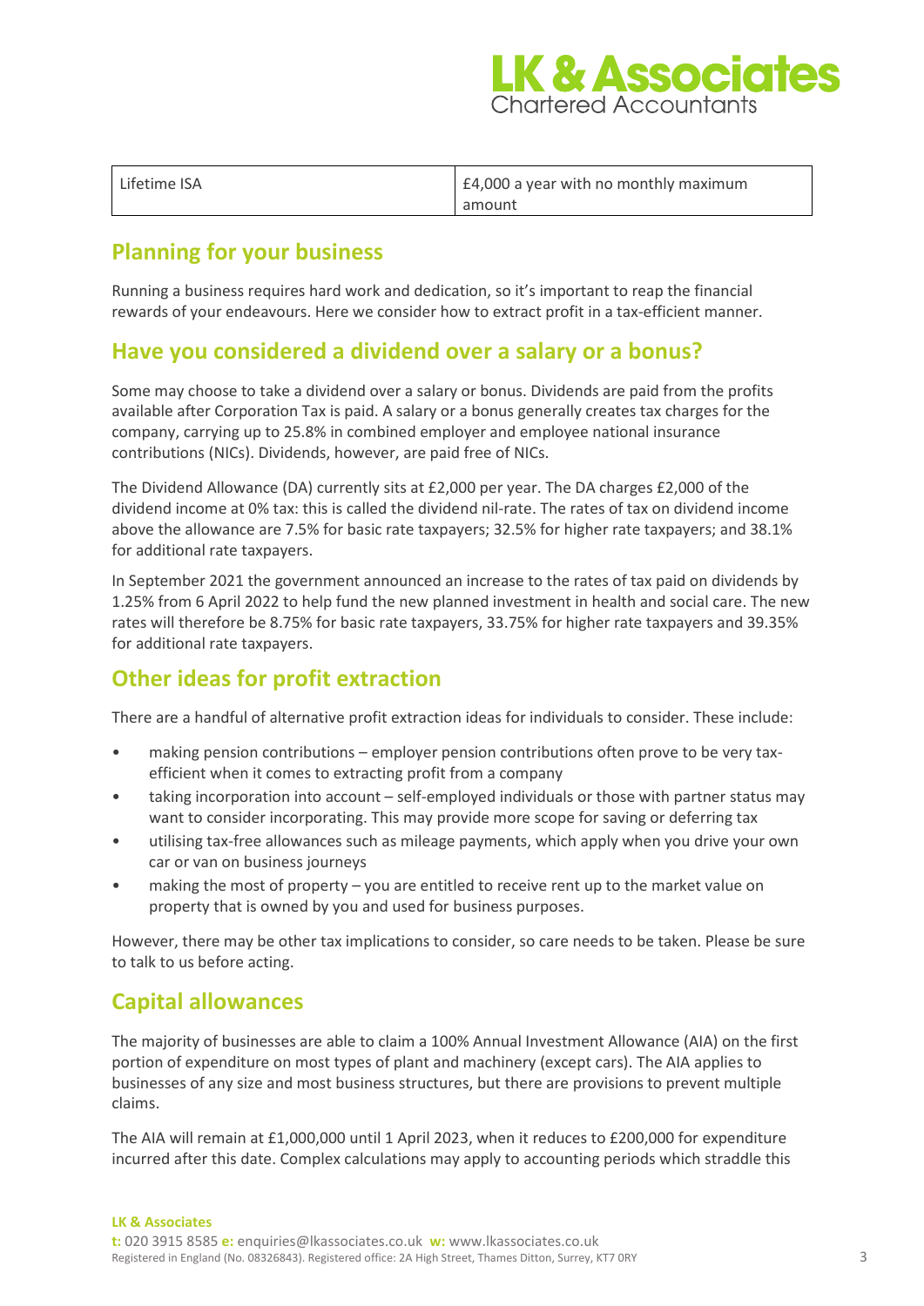| Lifetime ISA | £4,000 a year with no monthly maximum amount |
| --- | --- |

## Planning for your business

Running a business requires hard work and dedication, so it's important to reap the financial rewards of your endeavours. Here we consider how to extract profit in a tax-efficient manner.

## Have you considered a dividend over a salary or a bonus?

Some may choose to take a dividend over a salary or bonus. Dividends are paid from the profits available after Corporation Tax is paid. A salary or a bonus generally creates tax charges for the company, carrying up to 25.8% in combined employer and employee national insurance contributions (NICs). Dividends, however, are paid free of NICs.

The Dividend Allowance (DA) currently sits at £2,000 per year. The DA charges £2,000 of the dividend income at 0% tax: this is called the dividend nil-rate. The rates of tax on dividend income above the allowance are 7.5% for basic rate taxpayers; 32.5% for higher rate taxpayers; and 38.1% for additional rate taxpayers.

In September 2021 the government announced an increase to the rates of tax paid on dividends by 1.25% from 6 April 2022 to help fund the new planned investment in health and social care. The new rates will therefore be 8.75% for basic rate taxpayers, 33.75% for higher rate taxpayers and 39.35% for additional rate taxpayers.

## Other ideas for profit extraction

There are a handful of alternative profit extraction ideas for individuals to consider. These include:

- making pension contributions – employer pension contributions often prove to be very tax-efficient when it comes to extracting profit from a company
- taking incorporation into account – self-employed individuals or those with partner status may want to consider incorporating. This may provide more scope for saving or deferring tax
- utilising tax-free allowances such as mileage payments, which apply when you drive your own car or van on business journeys
- making the most of property – you are entitled to receive rent up to the market value on property that is owned by you and used for business purposes.

However, there may be other tax implications to consider, so care needs to be taken. Please be sure to talk to us before acting.

## Capital allowances

The majority of businesses are able to claim a 100% Annual Investment Allowance (AIA) on the first portion of expenditure on most types of plant and machinery (except cars). The AIA applies to businesses of any size and most business structures, but there are provisions to prevent multiple claims.

The AIA will remain at £1,000,000 until 1 April 2023, when it reduces to £200,000 for expenditure incurred after this date. Complex calculations may apply to accounting periods which straddle this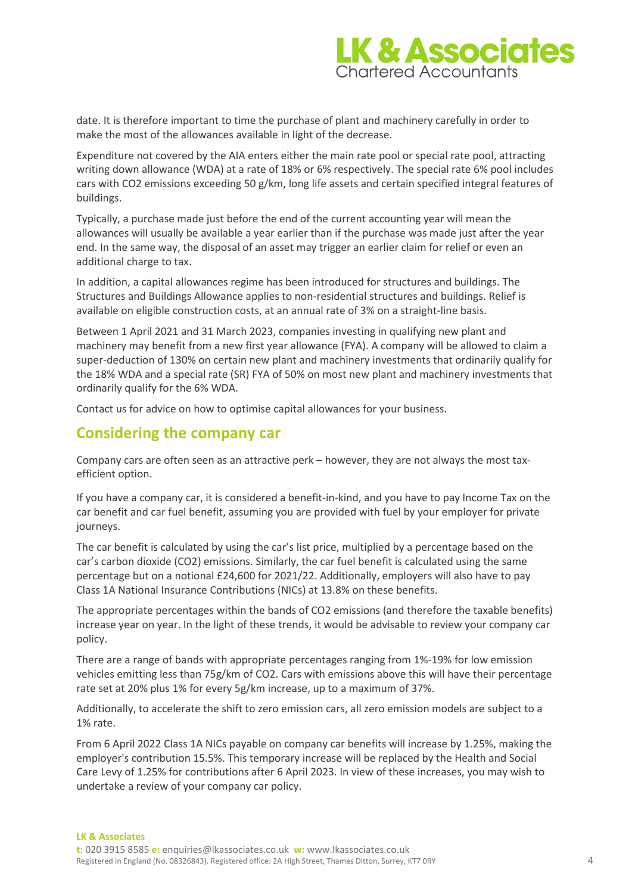date. It is therefore important to time the purchase of plant and machinery carefully in order to make the most of the allowances available in light of the decrease.

Expenditure not covered by the AIA enters either the main rate pool or special rate pool, attracting writing down allowance (WDA) at a rate of 18% or 6% respectively. The special rate 6% pool includes cars with $CO_2$ emissions exceeding 50 g/km, long life assets and certain specified integral features of buildings.

Typically, a purchase made just before the end of the current accounting year will mean the allowances will usually be available a year earlier than if the purchase was made just after the year end. In the same way, the disposal of an asset may trigger an earlier claim for relief or even an additional charge to tax.

In addition, a capital allowances regime has been introduced for structures and buildings. The Structures and Buildings Allowance applies to non-residential structures and buildings. Relief is available on eligible construction costs, at an annual rate of 3% on a straight-line basis.

Between 1 April 2021 and 31 March 2023, companies investing in qualifying new plant and machinery may benefit from a new first year allowance (FYA). A company will be allowed to claim a super-deduction of 130% on certain new plant and machinery investments that ordinarily qualify for the 18% WDA and a special rate (SR) FYA of 50% on most new plant and machinery investments that ordinarily qualify for the 6% WDA.

Contact us for advice on how to optimise capital allowances for your business.

## Considering the company car

Company cars are often seen as an attractive perk – however, they are not always the most tax-efficient option.

If you have a company car, it is considered a benefit-in-kind, and you have to pay Income Tax on the car benefit and car fuel benefit, assuming you are provided with fuel by your employer for private journeys.

The car benefit is calculated by using the car's list price, multiplied by a percentage based on the car's carbon dioxide ($CO_2$) emissions. Similarly, the car fuel benefit is calculated using the same percentage but on a notional £24,600 for 2021/22. Additionally, employers will also have to pay Class 1A National Insurance Contributions (NICs) at 13.8% on these benefits.

The appropriate percentages within the bands of $CO_2$ emissions (and therefore the taxable benefits) increase year on year. In the light of these trends, it would be advisable to review your company car policy.

There are a range of bands with appropriate percentages ranging from 1%-19% for low emission vehicles emitting less than 75g/km of $CO_2$. Cars with emissions above this will have their percentage rate set at 20% plus 1% for every 5g/km increase, up to a maximum of 37%.

Additionally, to accelerate the shift to zero emission cars, all zero emission models are subject to a 1% rate.

From 6 April 2022 Class 1A NICs payable on company car benefits will increase by 1.25%, making the employer's contribution 15.5%. This temporary increase will be replaced by the Health and Social Care Levy of 1.25% for contributions after 6 April 2023. In view of these increases, you may wish to undertake a review of your company car policy.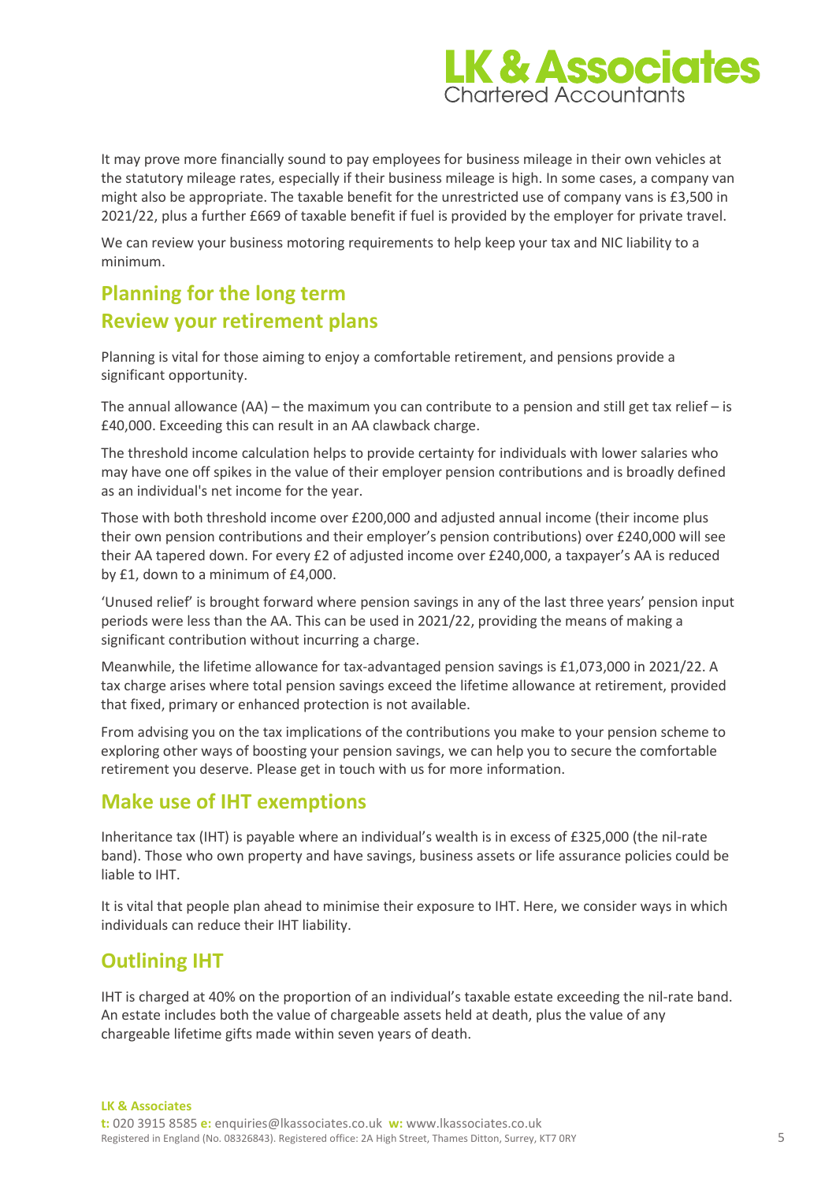It may prove more financially sound to pay employees for business mileage in their own vehicles at the statutory mileage rates, especially if their business mileage is high. In some cases, a company van might also be appropriate. The taxable benefit for the unrestricted use of company vans is £3,500 in 2021/22, plus a further £669 of taxable benefit if fuel is provided by the employer for private travel.

We can review your business motoring requirements to help keep your tax and NIC liability to a minimum.

## Planning for the long term

## Review your retirement plans

Planning is vital for those aiming to enjoy a comfortable retirement, and pensions provide a significant opportunity.

The annual allowance (AA) – the maximum you can contribute to a pension and still get tax relief – is £40,000. Exceeding this can result in an AA clawback charge.

The threshold income calculation helps to provide certainty for individuals with lower salaries who may have one off spikes in the value of their employer pension contributions and is broadly defined as an individual's net income for the year.

Those with both threshold income over £200,000 and adjusted annual income (their income plus their own pension contributions and their employer's pension contributions) over £240,000 will see their AA tapered down. For every £2 of adjusted income over £240,000, a taxpayer's AA is reduced by £1, down to a minimum of £4,000.

'Unused relief' is brought forward where pension savings in any of the last three years' pension input periods were less than the AA. This can be used in 2021/22, providing the means of making a significant contribution without incurring a charge.

Meanwhile, the lifetime allowance for tax-advantaged pension savings is £1,073,000 in 2021/22. A tax charge arises where total pension savings exceed the lifetime allowance at retirement, provided that fixed, primary or enhanced protection is not available.

From advising you on the tax implications of the contributions you make to your pension scheme to exploring other ways of boosting your pension savings, we can help you to secure the comfortable retirement you deserve. Please get in touch with us for more information.

## Make use of IHT exemptions

Inheritance tax (IHT) is payable where an individual's wealth is in excess of £325,000 (the nil-rate band). Those who own property and have savings, business assets or life assurance policies could be liable to IHT.

It is vital that people plan ahead to minimise their exposure to IHT. Here, we consider ways in which individuals can reduce their IHT liability.

## Outlining IHT

IHT is charged at 40% on the proportion of an individual's taxable estate exceeding the nil-rate band. An estate includes both the value of chargeable assets held at death, plus the value of any chargeable lifetime gifts made within seven years of death.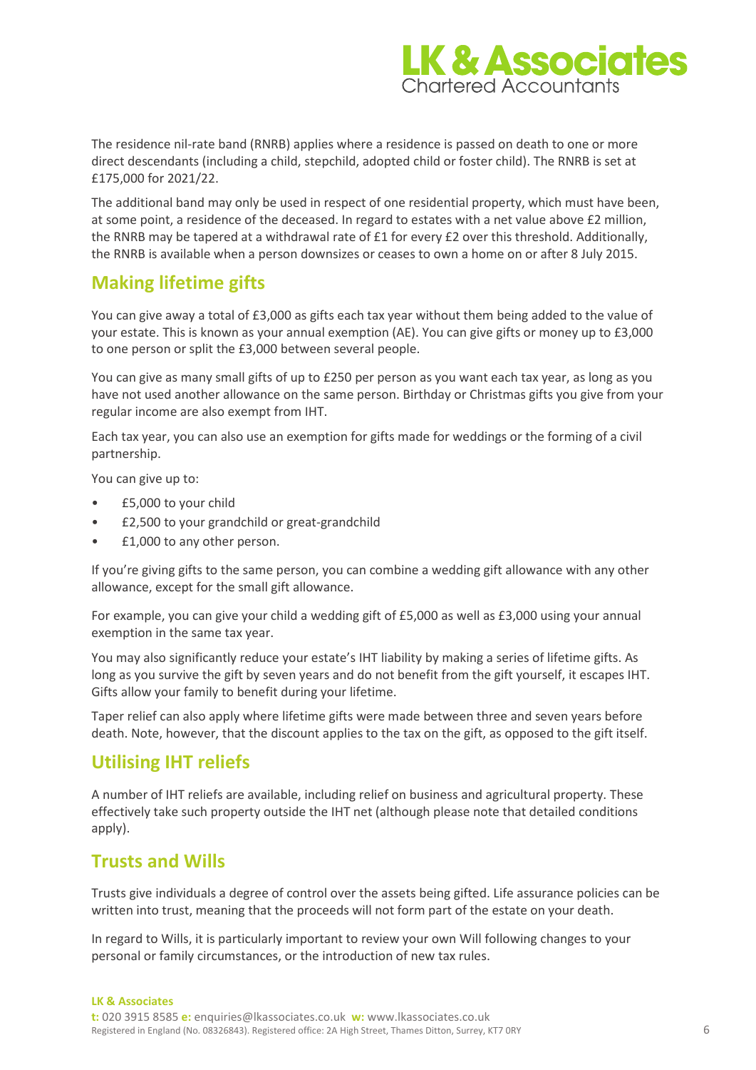The residence nil-rate band (RNRB) applies where a residence is passed on death to one or more direct descendants (including a child, stepchild, adopted child or foster child). The RNRB is set at £175,000 for 2021/22.

The additional band may only be used in respect of one residential property, which must have been, at some point, a residence of the deceased. In regard to estates with a net value above £2 million, the RNRB may be tapered at a withdrawal rate of £1 for every £2 over this threshold. Additionally, the RNRB is available when a person downsizes or ceases to own a home on or after 8 July 2015.

## Making lifetime gifts

You can give away a total of £3,000 as gifts each tax year without them being added to the value of your estate. This is known as your annual exemption (AE). You can give gifts or money up to £3,000 to one person or split the £3,000 between several people.

You can give as many small gifts of up to £250 per person as you want each tax year, as long as you have not used another allowance on the same person. Birthday or Christmas gifts you give from your regular income are also exempt from IHT.

Each tax year, you can also use an exemption for gifts made for weddings or the forming of a civil partnership.

You can give up to:

- £5,000 to your child
- £2,500 to your grandchild or great-grandchild
- £1,000 to any other person.

If you're giving gifts to the same person, you can combine a wedding gift allowance with any other allowance, except for the small gift allowance.

For example, you can give your child a wedding gift of £5,000 as well as £3,000 using your annual exemption in the same tax year.

You may also significantly reduce your estate's IHT liability by making a series of lifetime gifts. As long as you survive the gift by seven years and do not benefit from the gift yourself, it escapes IHT. Gifts allow your family to benefit during your lifetime.

Taper relief can also apply where lifetime gifts were made between three and seven years before death. Note, however, that the discount applies to the tax on the gift, as opposed to the gift itself.

## Utilising IHT reliefs

A number of IHT reliefs are available, including relief on business and agricultural property. These effectively take such property outside the IHT net (although please note that detailed conditions apply).

## Trusts and Wills

Trusts give individuals a degree of control over the assets being gifted. Life assurance policies can be written into trust, meaning that the proceeds will not form part of the estate on your death.

In regard to Wills, it is particularly important to review your own Will following changes to your personal or family circumstances, or the introduction of new tax rules.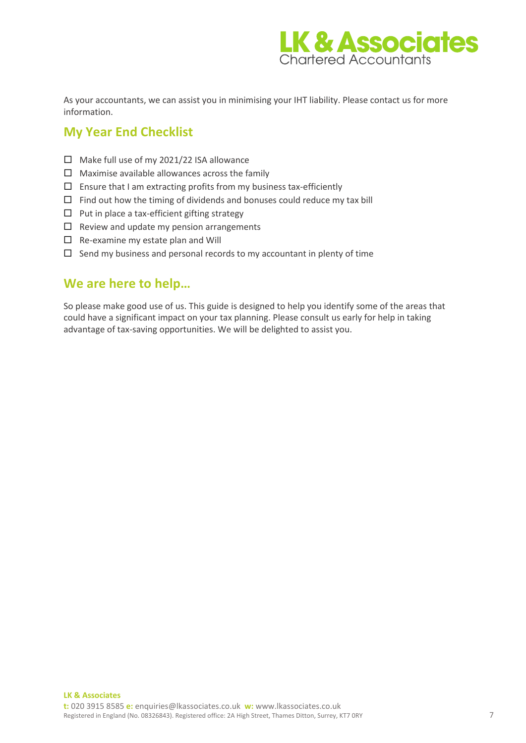As your accountants, we can assist you in minimising your IHT liability. Please contact us for more information.

## My Year End Checklist

- ☐ Make full use of my 2021/22 ISA allowance
- ☐ Maximise available allowances across the family
- ☐ Ensure that I am extracting profits from my business tax-efficiently
- ☐ Find out how the timing of dividends and bonuses could reduce my tax bill
- ☐ Put in place a tax-efficient gifting strategy
- ☐ Review and update my pension arrangements
- ☐ Re-examine my estate plan and Will
- ☐ Send my business and personal records to my accountant in plenty of time

## We are here to help…

So please make good use of us. This guide is designed to help you identify some of the areas that could have a significant impact on your tax planning. Please consult us early for help in taking advantage of tax-saving opportunities. We will be delighted to assist you.